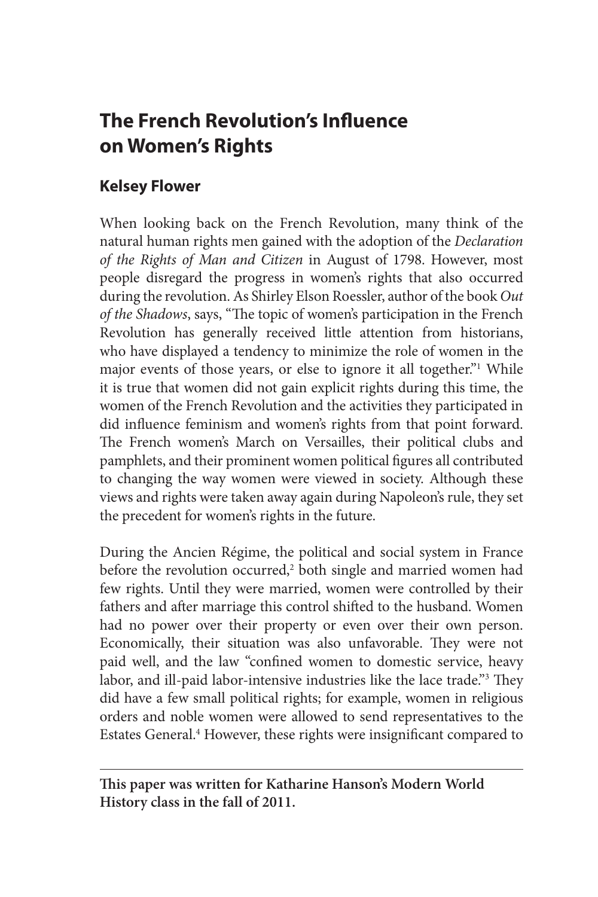# The French Revolution's Influence on Women's Rights

## Kelsey Flower

When looking back on the French Revolution, many think of the natural human rights men gained with the adoption of the *Declaration of the Rights of Man and Citizen* in August of 1798. However, most people disregard the progress in women's rights that also occurred during the revolution. As Shirley Elson Roessler, author of the book *Out of the Shadows*, says, "The topic of women's participation in the French Revolution has generally received little attention from historians, who have displayed a tendency to minimize the role of women in the major events of those years, or else to ignore it all together."[1] While it is true that women did not gain explicit rights during this time, the women of the French Revolution and the activities they participated in did influence feminism and women's rights from that point forward. The French women's March on Versailles, their political clubs and pamphlets, and their prominent women political figures all contributed to changing the way women were viewed in society. Although these views and rights were taken away again during Napoleon's rule, they set the precedent for women's rights in the future.

During the Ancien Régime, the political and social system in France before the revolution occurred,[2] both single and married women had few rights. Until they were married, women were controlled by their fathers and after marriage this control shifted to the husband. Women had no power over their property or even over their own person. Economically, their situation was also unfavorable. They were not paid well, and the law "confined women to domestic service, heavy labor, and ill-paid labor-intensive industries like the lace trade."[3] They did have a few small political rights; for example, women in religious orders and noble women were allowed to send representatives to the Estates General.[4] However, these rights were insignificant compared to

---

**This paper was written for Katharine Hanson's Modern World History class in the fall of 2011.**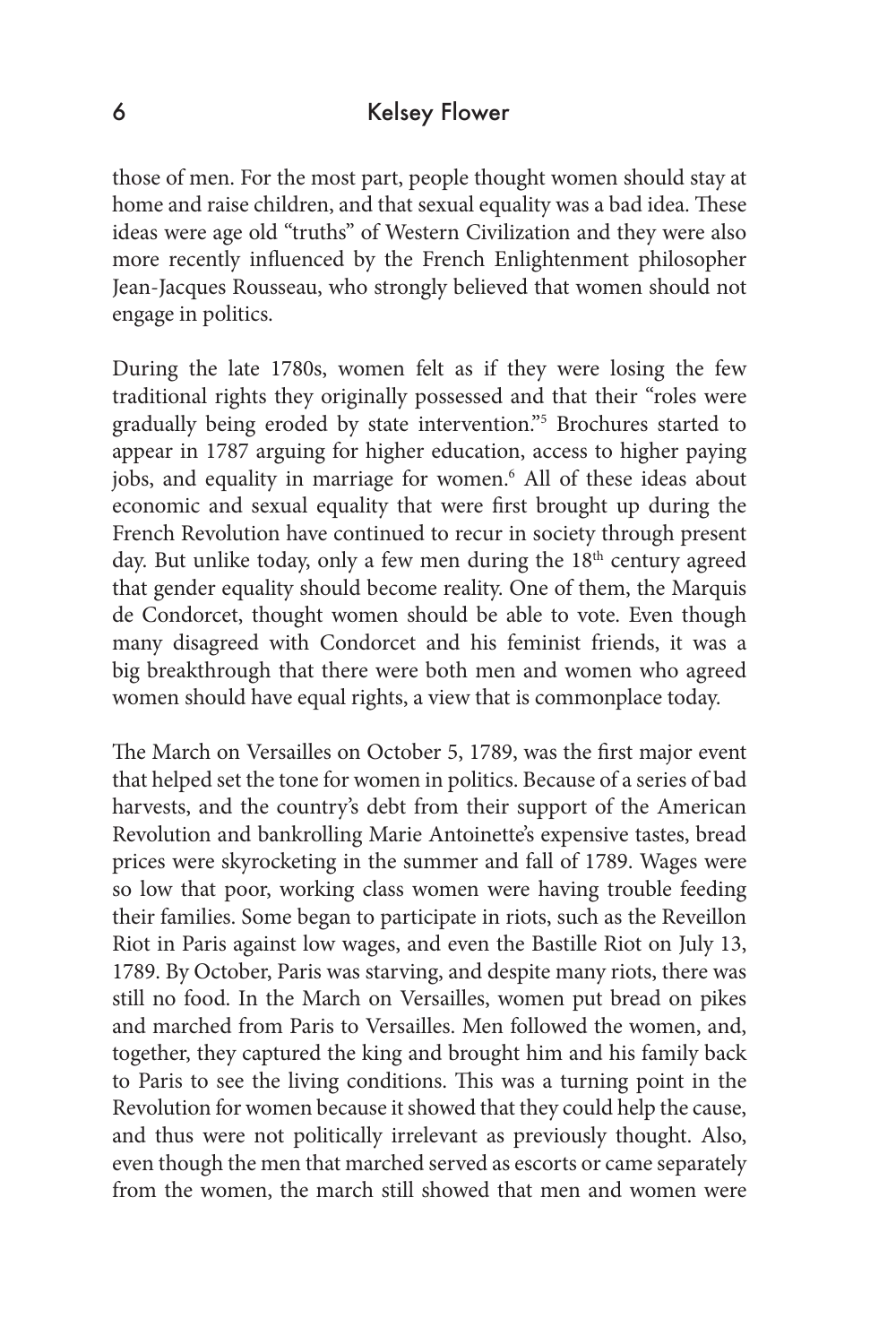those of men. For the most part, people thought women should stay at home and raise children, and that sexual equality was a bad idea. These ideas were age old "truths" of Western Civilization and they were also more recently influenced by the French Enlightenment philosopher Jean-Jacques Rousseau, who strongly believed that women should not engage in politics.

During the late 1780s, women felt as if they were losing the few traditional rights they originally possessed and that their "roles were gradually being eroded by state intervention."[5] Brochures started to appear in 1787 arguing for higher education, access to higher paying jobs, and equality in marriage for women.[6] All of these ideas about economic and sexual equality that were first brought up during the French Revolution have continued to recur in society through present day. But unlike today, only a few men during the 18th century agreed that gender equality should become reality. One of them, the Marquis de Condorcet, thought women should be able to vote. Even though many disagreed with Condorcet and his feminist friends, it was a big breakthrough that there were both men and women who agreed women should have equal rights, a view that is commonplace today.

The March on Versailles on October 5, 1789, was the first major event that helped set the tone for women in politics. Because of a series of bad harvests, and the country's debt from their support of the American Revolution and bankrolling Marie Antoinette's expensive tastes, bread prices were skyrocketing in the summer and fall of 1789. Wages were so low that poor, working class women were having trouble feeding their families. Some began to participate in riots, such as the Reveillon Riot in Paris against low wages, and even the Bastille Riot on July 13, 1789. By October, Paris was starving, and despite many riots, there was still no food. In the March on Versailles, women put bread on pikes and marched from Paris to Versailles. Men followed the women, and, together, they captured the king and brought him and his family back to Paris to see the living conditions. This was a turning point in the Revolution for women because it showed that they could help the cause, and thus were not politically irrelevant as previously thought. Also, even though the men that marched served as escorts or came separately from the women, the march still showed that men and women were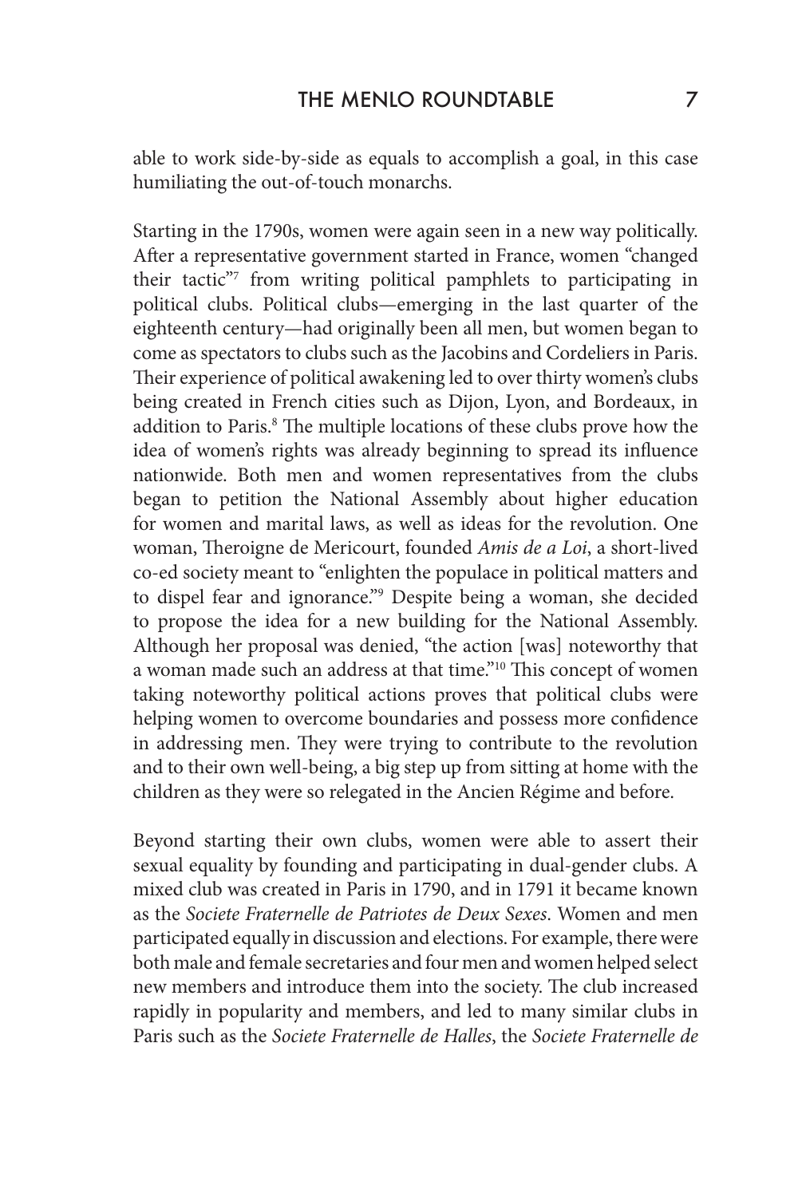able to work side-by-side as equals to accomplish a goal, in this case humiliating the out-of-touch monarchs.

Starting in the 1790s, women were again seen in a new way politically. After a representative government started in France, women "changed their tactic"[7] from writing political pamphlets to participating in political clubs. Political clubs—emerging in the last quarter of the eighteenth century—had originally been all men, but women began to come as spectators to clubs such as the Jacobins and Cordeliers in Paris. Their experience of political awakening led to over thirty women's clubs being created in French cities such as Dijon, Lyon, and Bordeaux, in addition to Paris.[8] The multiple locations of these clubs prove how the idea of women's rights was already beginning to spread its influence nationwide. Both men and women representatives from the clubs began to petition the National Assembly about higher education for women and marital laws, as well as ideas for the revolution. One woman, Theroigne de Mericourt, founded *Amis de a Loi*, a short-lived co-ed society meant to "enlighten the populace in political matters and to dispel fear and ignorance."[9] Despite being a woman, she decided to propose the idea for a new building for the National Assembly. Although her proposal was denied, "the action [was] noteworthy that a woman made such an address at that time."[10] This concept of women taking noteworthy political actions proves that political clubs were helping women to overcome boundaries and possess more confidence in addressing men. They were trying to contribute to the revolution and to their own well-being, a big step up from sitting at home with the children as they were so relegated in the Ancien Régime and before.

Beyond starting their own clubs, women were able to assert their sexual equality by founding and participating in dual-gender clubs. A mixed club was created in Paris in 1790, and in 1791 it became known as the *Societe Fraternelle de Patriotes de Deux Sexes*. Women and men participated equally in discussion and elections. For example, there were both male and female secretaries and four men and women helped select new members and introduce them into the society. The club increased rapidly in popularity and members, and led to many similar clubs in Paris such as the *Societe Fraternelle de Halles*, the *Societe Fraternelle de*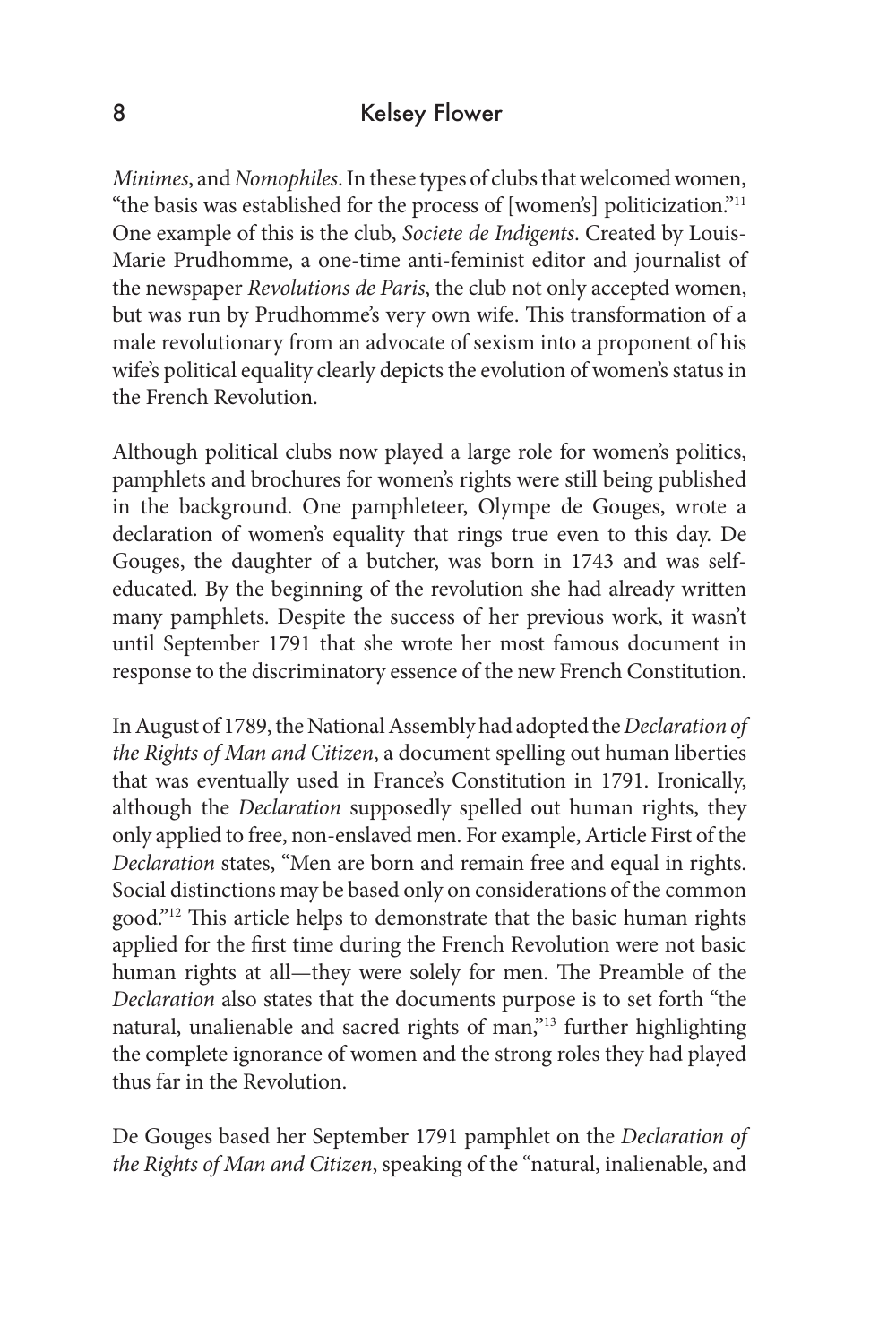*Minimes*, and *Nomophiles*. In these types of clubs that welcomed women, "the basis was established for the process of [women's] politicization."[11] One example of this is the club, *Societe de Indigents*. Created by Louis-Marie Prudhomme, a one-time anti-feminist editor and journalist of the newspaper *Revolutions de Paris*, the club not only accepted women, but was run by Prudhomme's very own wife. This transformation of a male revolutionary from an advocate of sexism into a proponent of his wife's political equality clearly depicts the evolution of women's status in the French Revolution.

Although political clubs now played a large role for women's politics, pamphlets and brochures for women's rights were still being published in the background. One pamphleteer, Olympe de Gouges, wrote a declaration of women's equality that rings true even to this day. De Gouges, the daughter of a butcher, was born in 1743 and was self-educated. By the beginning of the revolution she had already written many pamphlets. Despite the success of her previous work, it wasn't until September 1791 that she wrote her most famous document in response to the discriminatory essence of the new French Constitution.

In August of 1789, the National Assembly had adopted the *Declaration of the Rights of Man and Citizen*, a document spelling out human liberties that was eventually used in France's Constitution in 1791. Ironically, although the *Declaration* supposedly spelled out human rights, they only applied to free, non-enslaved men. For example, Article First of the *Declaration* states, "Men are born and remain free and equal in rights. Social distinctions may be based only on considerations of the common good."[12] This article helps to demonstrate that the basic human rights applied for the first time during the French Revolution were not basic human rights at all—they were solely for men. The Preamble of the *Declaration* also states that the documents purpose is to set forth "the natural, unalienable and sacred rights of man,"[13] further highlighting the complete ignorance of women and the strong roles they had played thus far in the Revolution.

De Gouges based her September 1791 pamphlet on the *Declaration of the Rights of Man and Citizen*, speaking of the "natural, inalienable, and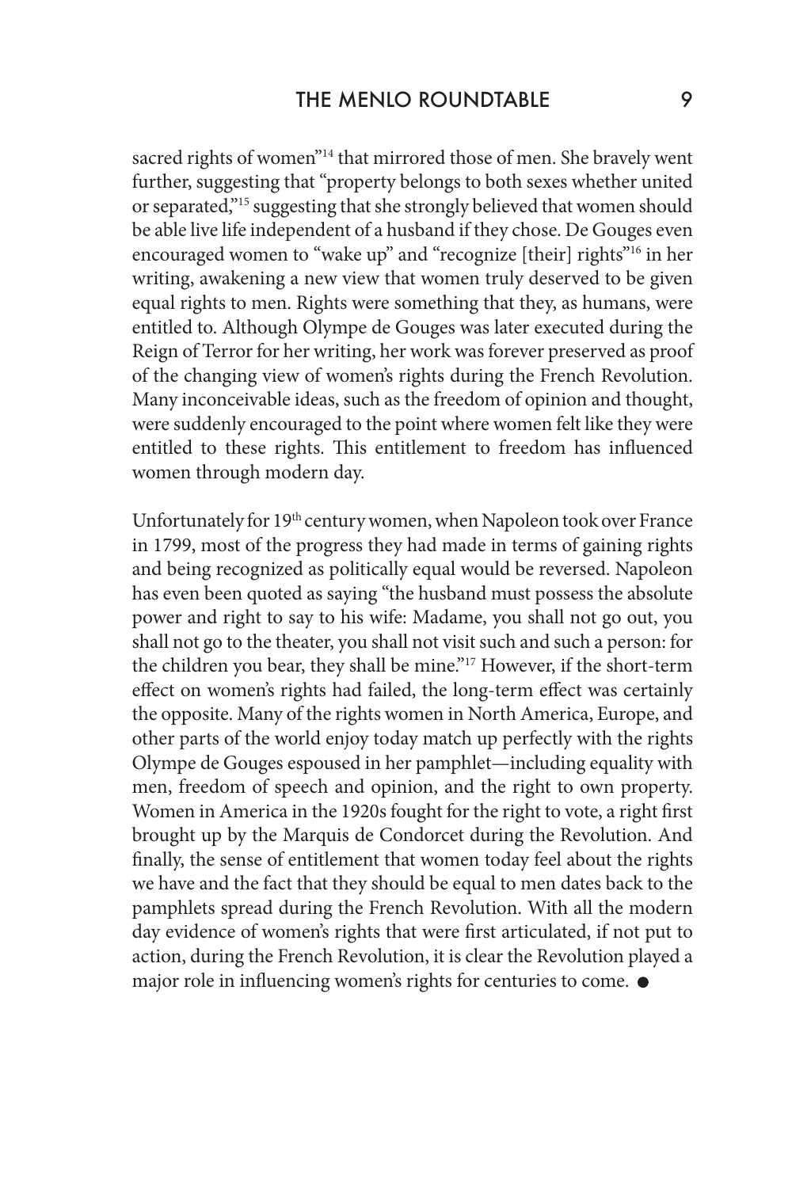sacred rights of women"[14] that mirrored those of men. She bravely went further, suggesting that "property belongs to both sexes whether united or separated,"[15] suggesting that she strongly believed that women should be able live life independent of a husband if they chose. De Gouges even encouraged women to "wake up" and "recognize [their] rights"[16] in her writing, awakening a new view that women truly deserved to be given equal rights to men. Rights were something that they, as humans, were entitled to. Although Olympe de Gouges was later executed during the Reign of Terror for her writing, her work was forever preserved as proof of the changing view of women's rights during the French Revolution. Many inconceivable ideas, such as the freedom of opinion and thought, were suddenly encouraged to the point where women felt like they were entitled to these rights. This entitlement to freedom has influenced women through modern day.

Unfortunately for 19th century women, when Napoleon took over France in 1799, most of the progress they had made in terms of gaining rights and being recognized as politically equal would be reversed. Napoleon has even been quoted as saying "the husband must possess the absolute power and right to say to his wife: Madame, you shall not go out, you shall not go to the theater, you shall not visit such and such a person: for the children you bear, they shall be mine."[17] However, if the short-term effect on women's rights had failed, the long-term effect was certainly the opposite. Many of the rights women in North America, Europe, and other parts of the world enjoy today match up perfectly with the rights Olympe de Gouges espoused in her pamphlet—including equality with men, freedom of speech and opinion, and the right to own property. Women in America in the 1920s fought for the right to vote, a right first brought up by the Marquis de Condorcet during the Revolution. And finally, the sense of entitlement that women today feel about the rights we have and the fact that they should be equal to men dates back to the pamphlets spread during the French Revolution. With all the modern day evidence of women's rights that were first articulated, if not put to action, during the French Revolution, it is clear the Revolution played a major role in influencing women's rights for centuries to come. ●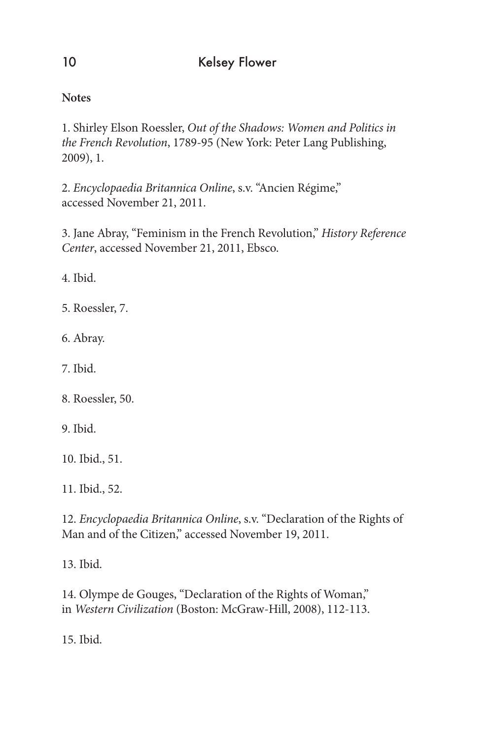**Notes**

1. Shirley Elson Roessler, *Out of the Shadows: Women and Politics in the French Revolution*, 1789-95 (New York: Peter Lang Publishing, 2009), 1.

2. *Encyclopaedia Britannica Online*, s.v. "Ancien Régime," accessed November 21, 2011.

3. Jane Abray, "Feminism in the French Revolution," *History Reference Center*, accessed November 21, 2011, Ebsco.

4. Ibid.

5. Roessler, 7.

6. Abray.

7. Ibid.

8. Roessler, 50.

9. Ibid.

10. Ibid., 51.

11. Ibid., 52.

12. *Encyclopaedia Britannica Online*, s.v. "Declaration of the Rights of Man and of the Citizen," accessed November 19, 2011.

13. Ibid.

14. Olympe de Gouges, "Declaration of the Rights of Woman," in *Western Civilization* (Boston: McGraw-Hill, 2008), 112-113.

15. Ibid.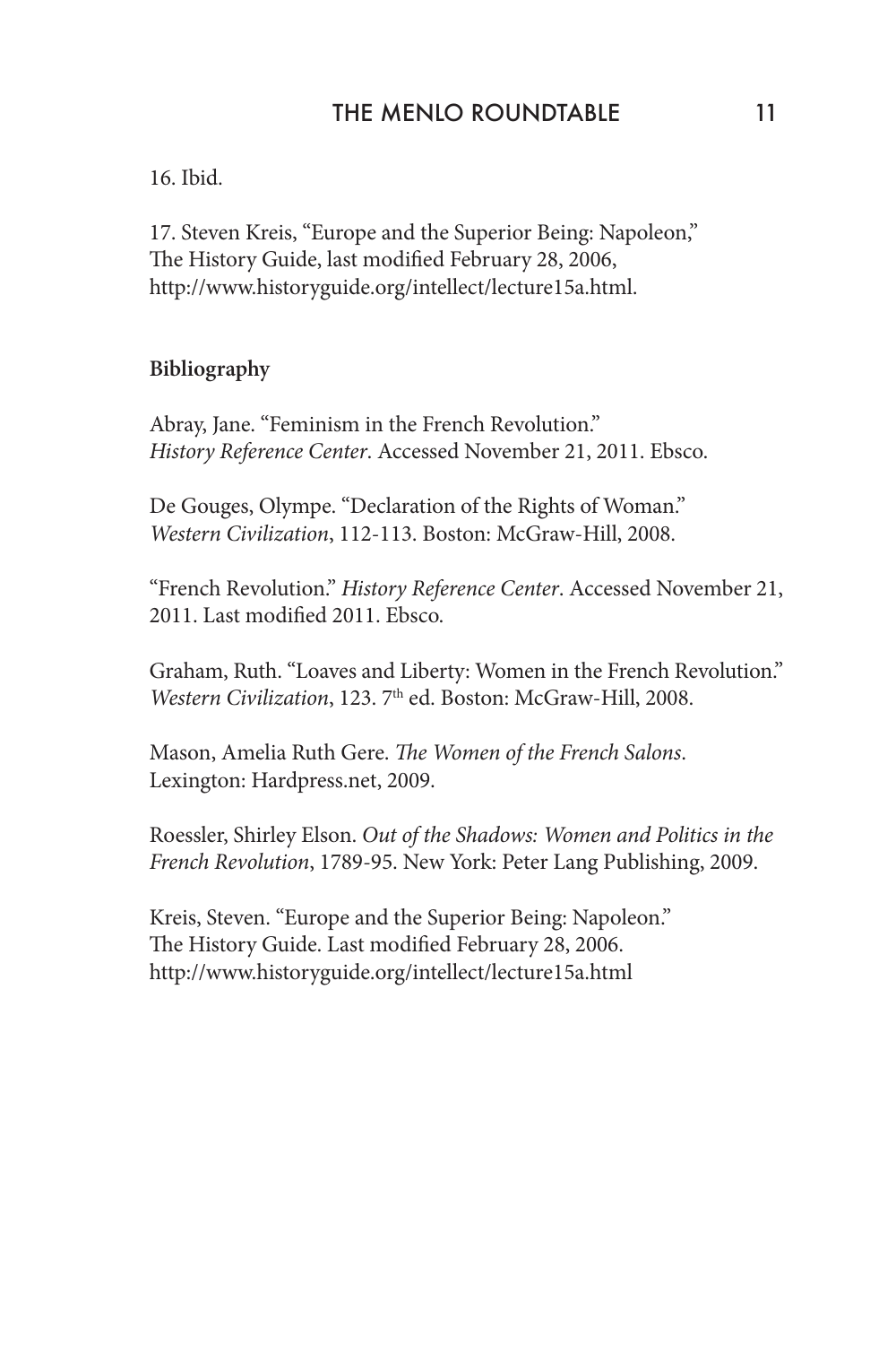16. Ibid.

17. Steven Kreis, "Europe and the Superior Being: Napoleon," The History Guide, last modified February 28, 2006, http://www.historyguide.org/intellect/lecture15a.html.

**Bibliography**

Abray, Jane. "Feminism in the French Revolution." *History Reference Center*. Accessed November 21, 2011. Ebsco.

De Gouges, Olympe. "Declaration of the Rights of Woman." *Western Civilization*, 112-113. Boston: McGraw-Hill, 2008.

"French Revolution." *History Reference Center*. Accessed November 21, 2011. Last modified 2011. Ebsco.

Graham, Ruth. "Loaves and Liberty: Women in the French Revolution." *Western Civilization*, 123. 7th ed. Boston: McGraw-Hill, 2008.

Mason, Amelia Ruth Gere. *The Women of the French Salons*. Lexington: Hardpress.net, 2009.

Roessler, Shirley Elson. *Out of the Shadows: Women and Politics in the French Revolution*, 1789-95. New York: Peter Lang Publishing, 2009.

Kreis, Steven. "Europe and the Superior Being: Napoleon." The History Guide. Last modified February 28, 2006. http://www.historyguide.org/intellect/lecture15a.html